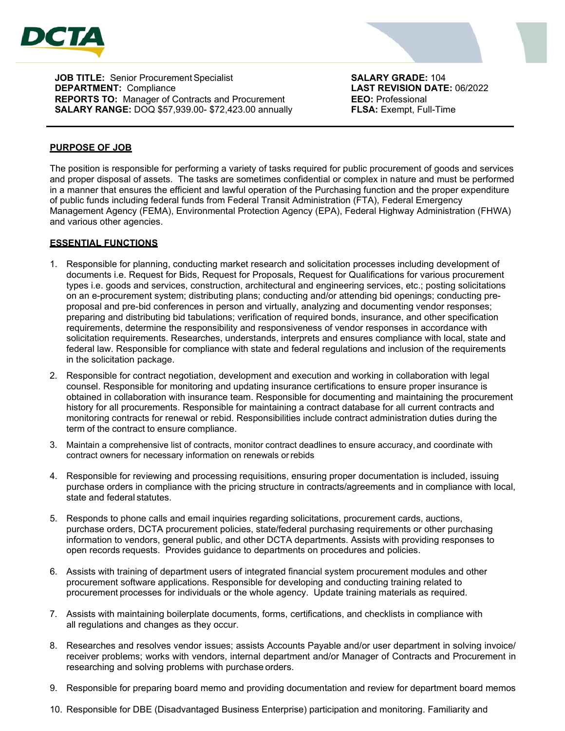**JOB TITLE:** Senior Procurement Specialist
**DEPARTMENT:** Compliance
**REPORTS TO:** Manager of Contracts and Procurement
**SALARY RANGE:** DOQ $57,939.00- $72,423.00 annually

**SALARY GRADE:** 104
**LAST REVISION DATE:** 06/2022
**EEO:** Professional
**FLSA:** Exempt, Full-Time

## PURPOSE OF JOB

The position is responsible for performing a variety of tasks required for public procurement of goods and services and proper disposal of assets. The tasks are sometimes confidential or complex in nature and must be performed in a manner that ensures the efficient and lawful operation of the Purchasing function and the proper expenditure of public funds including federal funds from Federal Transit Administration (FTA), Federal Emergency Management Agency (FEMA), Environmental Protection Agency (EPA), Federal Highway Administration (FHWA) and various other agencies.

## ESSENTIAL FUNCTIONS

1. Responsible for planning, conducting market research and solicitation processes including development of documents i.e. Request for Bids, Request for Proposals, Request for Qualifications for various procurement types i.e. goods and services, construction, architectural and engineering services, etc.; posting solicitations on an e-procurement system; distributing plans; conducting and/or attending bid openings; conducting pre-proposal and pre-bid conferences in person and virtually, analyzing and documenting vendor responses; preparing and distributing bid tabulations; verification of required bonds, insurance, and other specification requirements, determine the responsibility and responsiveness of vendor responses in accordance with solicitation requirements. Researches, understands, interprets and ensures compliance with local, state and federal law. Responsible for compliance with state and federal regulations and inclusion of the requirements in the solicitation package.
2. Responsible for contract negotiation, development and execution and working in collaboration with legal counsel. Responsible for monitoring and updating insurance certifications to ensure proper insurance is obtained in collaboration with insurance team. Responsible for documenting and maintaining the procurement history for all procurements. Responsible for maintaining a contract database for all current contracts and monitoring contracts for renewal or rebid. Responsibilities include contract administration duties during the term of the contract to ensure compliance.
3. Maintain a comprehensive list of contracts, monitor contract deadlines to ensure accuracy, and coordinate with contract owners for necessary information on renewals or rebids
4. Responsible for reviewing and processing requisitions, ensuring proper documentation is included, issuing purchase orders in compliance with the pricing structure in contracts/agreements and in compliance with local, state and federal statutes.
5. Responds to phone calls and email inquiries regarding solicitations, procurement cards, auctions, purchase orders, DCTA procurement policies, state/federal purchasing requirements or other purchasing information to vendors, general public, and other DCTA departments. Assists with providing responses to open records requests. Provides guidance to departments on procedures and policies.
6. Assists with training of department users of integrated financial system procurement modules and other procurement software applications. Responsible for developing and conducting training related to procurement processes for individuals or the whole agency. Update training materials as required.
7. Assists with maintaining boilerplate documents, forms, certifications, and checklists in compliance with all regulations and changes as they occur.
8. Researches and resolves vendor issues; assists Accounts Payable and/or user department in solving invoice/ receiver problems; works with vendors, internal department and/or Manager of Contracts and Procurement in researching and solving problems with purchase orders.
9. Responsible for preparing board memo and providing documentation and review for department board memos
10. Responsible for DBE (Disadvantaged Business Enterprise) participation and monitoring. Familiarity and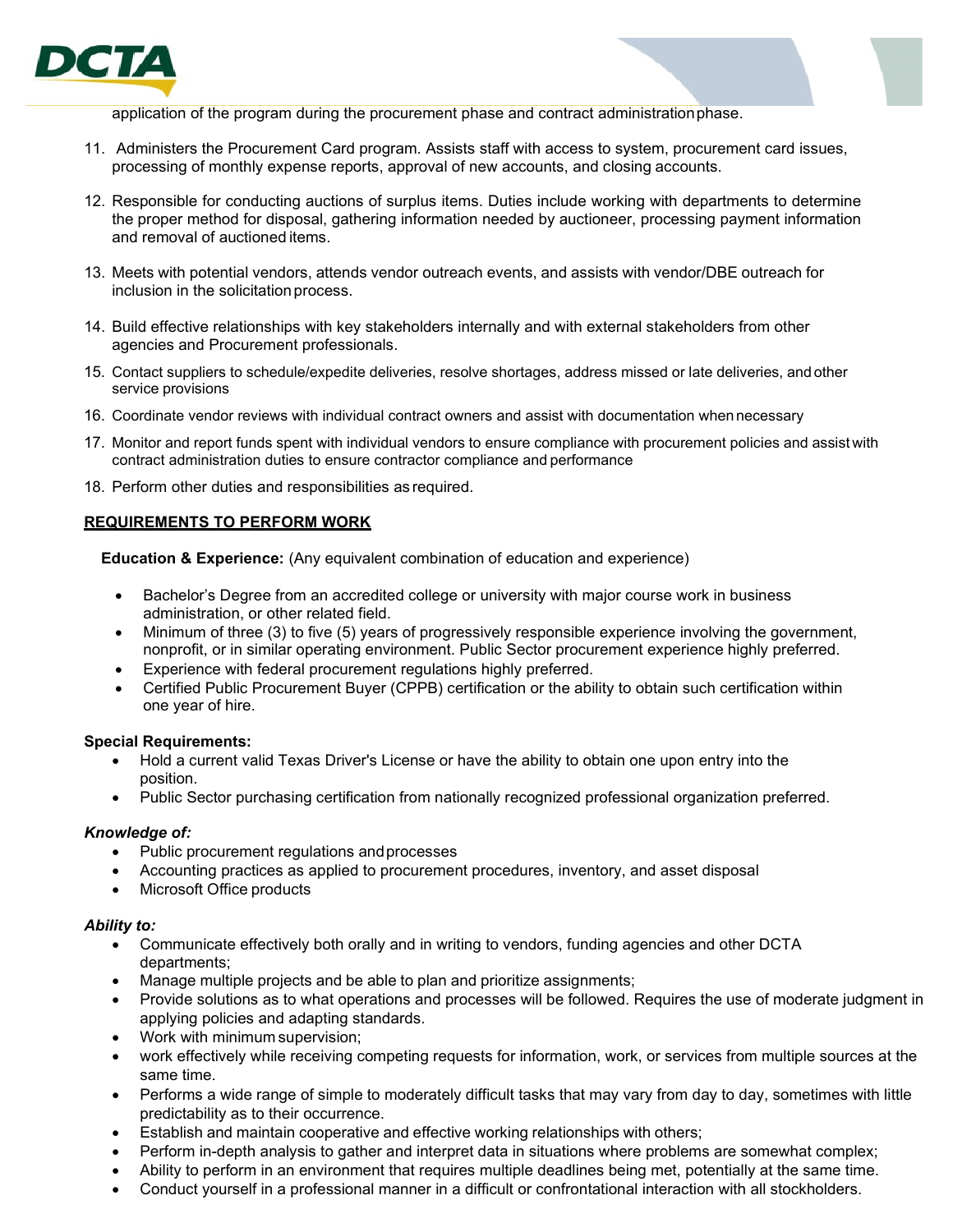application of the program during the procurement phase and contract administration phase.

11. Administers the Procurement Card program. Assists staff with access to system, procurement card issues, processing of monthly expense reports, approval of new accounts, and closing accounts.

12. Responsible for conducting auctions of surplus items. Duties include working with departments to determine the proper method for disposal, gathering information needed by auctioneer, processing payment information and removal of auctioned items.

13. Meets with potential vendors, attends vendor outreach events, and assists with vendor/DBE outreach for inclusion in the solicitation process.

14. Build effective relationships with key stakeholders internally and with external stakeholders from other agencies and Procurement professionals.

15. Contact suppliers to schedule/expedite deliveries, resolve shortages, address missed or late deliveries, and other service provisions

16. Coordinate vendor reviews with individual contract owners and assist with documentation when necessary

17. Monitor and report funds spent with individual vendors to ensure compliance with procurement policies and assist with contract administration duties to ensure contractor compliance and performance

18. Perform other duties and responsibilities as required.

## REQUIREMENTS TO PERFORM WORK

**Education & Experience:** (Any equivalent combination of education and experience)

- Bachelor's Degree from an accredited college or university with major course work in business administration, or other related field.
- Minimum of three (3) to five (5) years of progressively responsible experience involving the government, nonprofit, or in similar operating environment. Public Sector procurement experience highly preferred.
- Experience with federal procurement regulations highly preferred.
- Certified Public Procurement Buyer (CPPB) certification or the ability to obtain such certification within one year of hire.

**Special Requirements:**

- Hold a current valid Texas Driver's License or have the ability to obtain one upon entry into the position.
- Public Sector purchasing certification from nationally recognized professional organization preferred.

***Knowledge of:***

- Public procurement regulations and processes
- Accounting practices as applied to procurement procedures, inventory, and asset disposal
- Microsoft Office products

***Ability to:***

- Communicate effectively both orally and in writing to vendors, funding agencies and other DCTA departments;
- Manage multiple projects and be able to plan and prioritize assignments;
- Provide solutions as to what operations and processes will be followed. Requires the use of moderate judgment in applying policies and adapting standards.
- Work with minimum supervision;
- work effectively while receiving competing requests for information, work, or services from multiple sources at the same time.
- Performs a wide range of simple to moderately difficult tasks that may vary from day to day, sometimes with little predictability as to their occurrence.
- Establish and maintain cooperative and effective working relationships with others;
- Perform in-depth analysis to gather and interpret data in situations where problems are somewhat complex;
- Ability to perform in an environment that requires multiple deadlines being met, potentially at the same time.
- Conduct yourself in a professional manner in a difficult or confrontational interaction with all stockholders.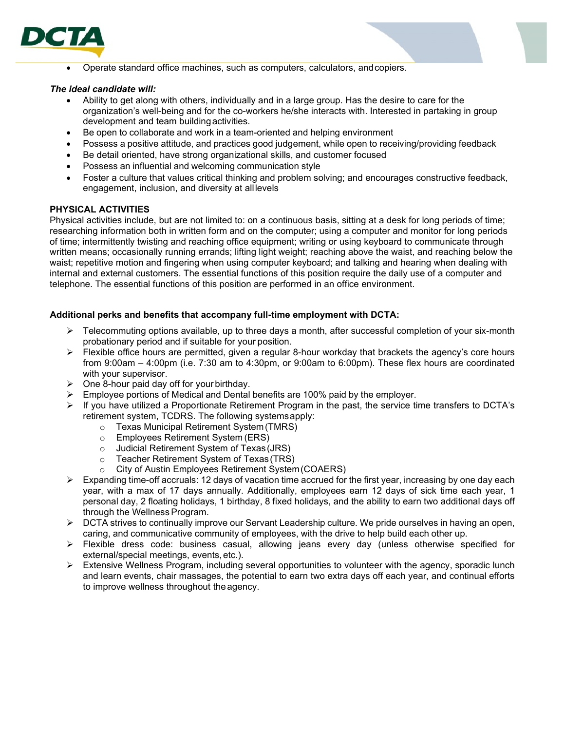- Operate standard office machines, such as computers, calculators, and copiers.

***The ideal candidate will:***

- Ability to get along with others, individually and in a large group. Has the desire to care for the organization's well-being and for the co-workers he/she interacts with. Interested in partaking in group development and team building activities.
- Be open to collaborate and work in a team-oriented and helping environment
- Possess a positive attitude, and practices good judgement, while open to receiving/providing feedback
- Be detail oriented, have strong organizational skills, and customer focused
- Possess an influential and welcoming communication style
- Foster a culture that values critical thinking and problem solving; and encourages constructive feedback, engagement, inclusion, and diversity at all levels

**PHYSICAL ACTIVITIES**

Physical activities include, but are not limited to: on a continuous basis, sitting at a desk for long periods of time; researching information both in written form and on the computer; using a computer and monitor for long periods of time; intermittently twisting and reaching office equipment; writing or using keyboard to communicate through written means; occasionally running errands; lifting light weight; reaching above the waist, and reaching below the waist; repetitive motion and fingering when using computer keyboard; and talking and hearing when dealing with internal and external customers. The essential functions of this position require the daily use of a computer and telephone. The essential functions of this position are performed in an office environment.

**Additional perks and benefits that accompany full-time employment with DCTA:**

- Telecommuting options available, up to three days a month, after successful completion of your six-month probationary period and if suitable for your position.
- Flexible office hours are permitted, given a regular 8-hour workday that brackets the agency's core hours from 9:00am – 4:00pm (i.e. 7:30 am to 4:30pm, or 9:00am to 6:00pm). These flex hours are coordinated with your supervisor.
- One 8-hour paid day off for your birthday.
- Employee portions of Medical and Dental benefits are 100% paid by the employer.
- If you have utilized a Proportionate Retirement Program in the past, the service time transfers to DCTA's retirement system, TCDRS. The following systems apply:
  - Texas Municipal Retirement System (TMRS)
  - Employees Retirement System (ERS)
  - Judicial Retirement System of Texas (JRS)
  - Teacher Retirement System of Texas (TRS)
  - City of Austin Employees Retirement System (COAERS)
- Expanding time-off accruals: 12 days of vacation time accrued for the first year, increasing by one day each year, with a max of 17 days annually. Additionally, employees earn 12 days of sick time each year, 1 personal day, 2 floating holidays, 1 birthday, 8 fixed holidays, and the ability to earn two additional days off through the Wellness Program.
- DCTA strives to continually improve our Servant Leadership culture. We pride ourselves in having an open, caring, and communicative community of employees, with the drive to help build each other up.
- Flexible dress code: business casual, allowing jeans every day (unless otherwise specified for external/special meetings, events, etc.).
- Extensive Wellness Program, including several opportunities to volunteer with the agency, sporadic lunch and learn events, chair massages, the potential to earn two extra days off each year, and continual efforts to improve wellness throughout the agency.